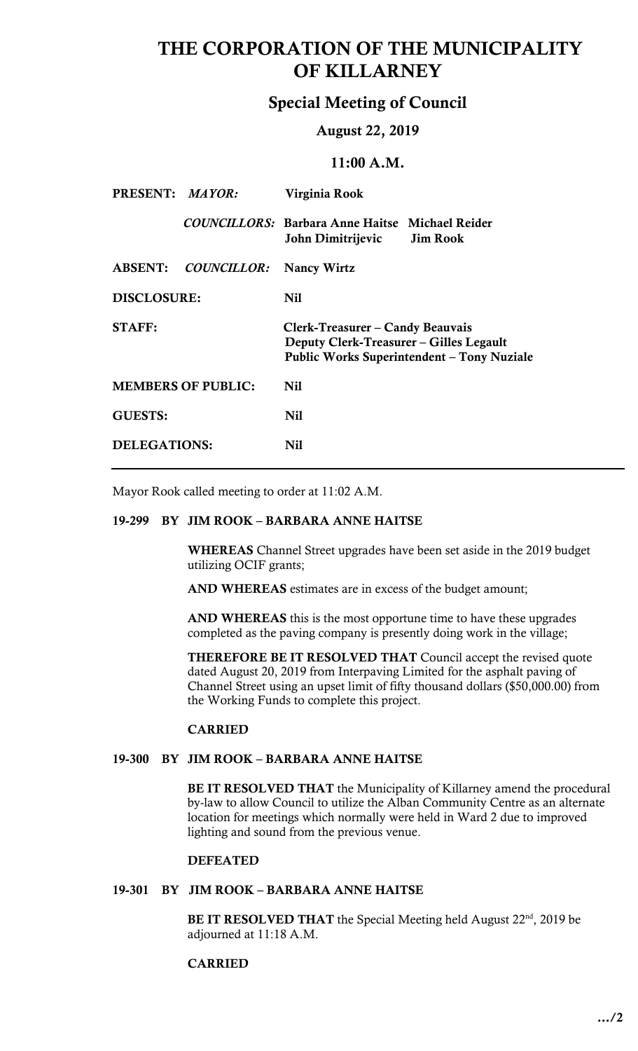# THE CORPORATION OF THE MUNICIPALITY OF KILLARNEY

## Special Meeting of Council

### August 22, 2019

### 11:00 A.M.

| | | | |
|---|---|---|---|
| **PRESENT:** | ***MAYOR:*** | **Virginia Rook** | |
| | ***COUNCILLORS:*** | **Barbara Anne Haitse**<br>**John Dimitrijevic** | **Michael Reider**<br>**Jim Rook** |
| **ABSENT:** | ***COUNCILLOR:*** | **Nancy Wirtz** | |
| **DISCLOSURE:** | | **Nil** | |
| **STAFF:** | | **Clerk-Treasurer – Candy Beauvais**<br>**Deputy Clerk-Treasurer – Gilles Legault**<br>**Public Works Superintendent – Tony Nuziale** | |
| **MEMBERS OF PUBLIC:** | | **Nil** | |
| **GUESTS:** | | **Nil** | |
| **DELEGATIONS:** | | **Nil** | |

---

Mayor Rook called meeting to order at 11:02 A.M.

**19-299 BY JIM ROOK – BARBARA ANNE HAITSE**

**WHEREAS** Channel Street upgrades have been set aside in the 2019 budget utilizing OCIF grants;

**AND WHEREAS** estimates are in excess of the budget amount;

**AND WHEREAS** this is the most opportune time to have these upgrades completed as the paving company is presently doing work in the village;

**THEREFORE BE IT RESOLVED THAT** Council accept the revised quote dated August 20, 2019 from Interpaving Limited for the asphalt paving of Channel Street using an upset limit of fifty thousand dollars ($50,000.00) from the Working Funds to complete this project.

**CARRIED**

**19-300 BY JIM ROOK – BARBARA ANNE HAITSE**

**BE IT RESOLVED THAT** the Municipality of Killarney amend the procedural by-law to allow Council to utilize the Alban Community Centre as an alternate location for meetings which normally were held in Ward 2 due to improved lighting and sound from the previous venue.

**DEFEATED**

**19-301 BY JIM ROOK – BARBARA ANNE HAITSE**

**BE IT RESOLVED THAT** the Special Meeting held August 22nd, 2019 be adjourned at 11:18 A.M.

**CARRIED**

**…/2**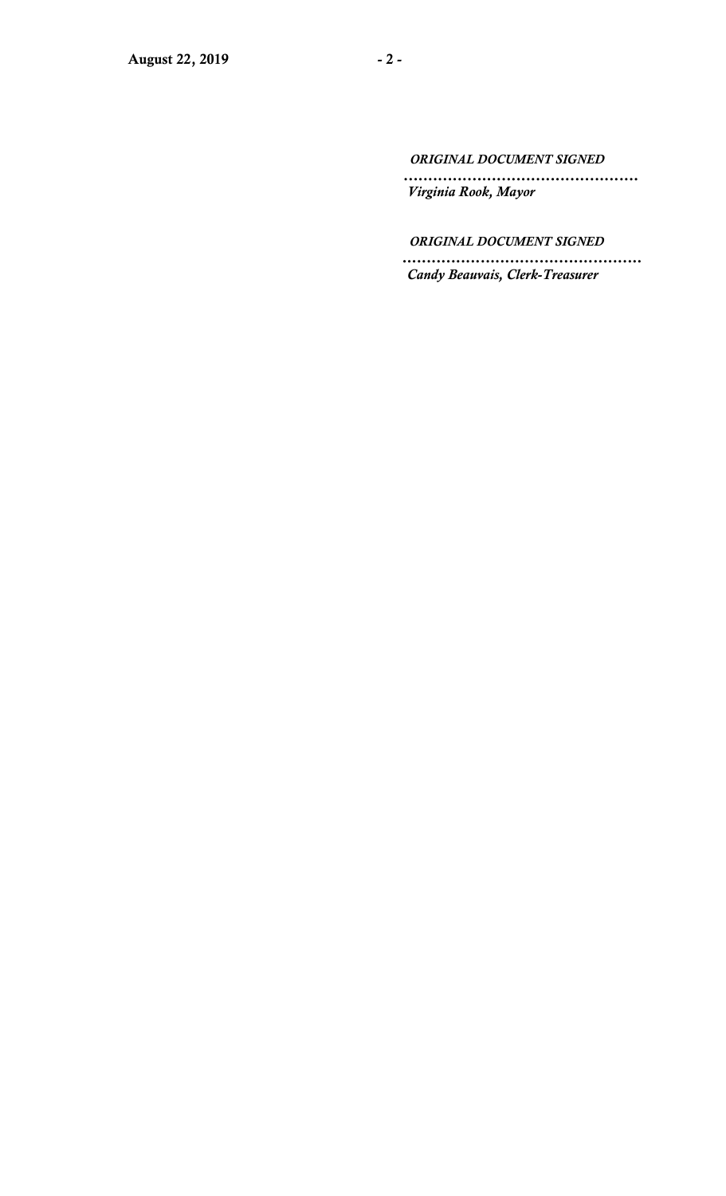*ORIGINAL DOCUMENT SIGNED*

…………………………………………
*Virginia Rook, Mayor*

*ORIGINAL DOCUMENT SIGNED*

…………………………………………
*Candy Beauvais, Clerk-Treasurer*